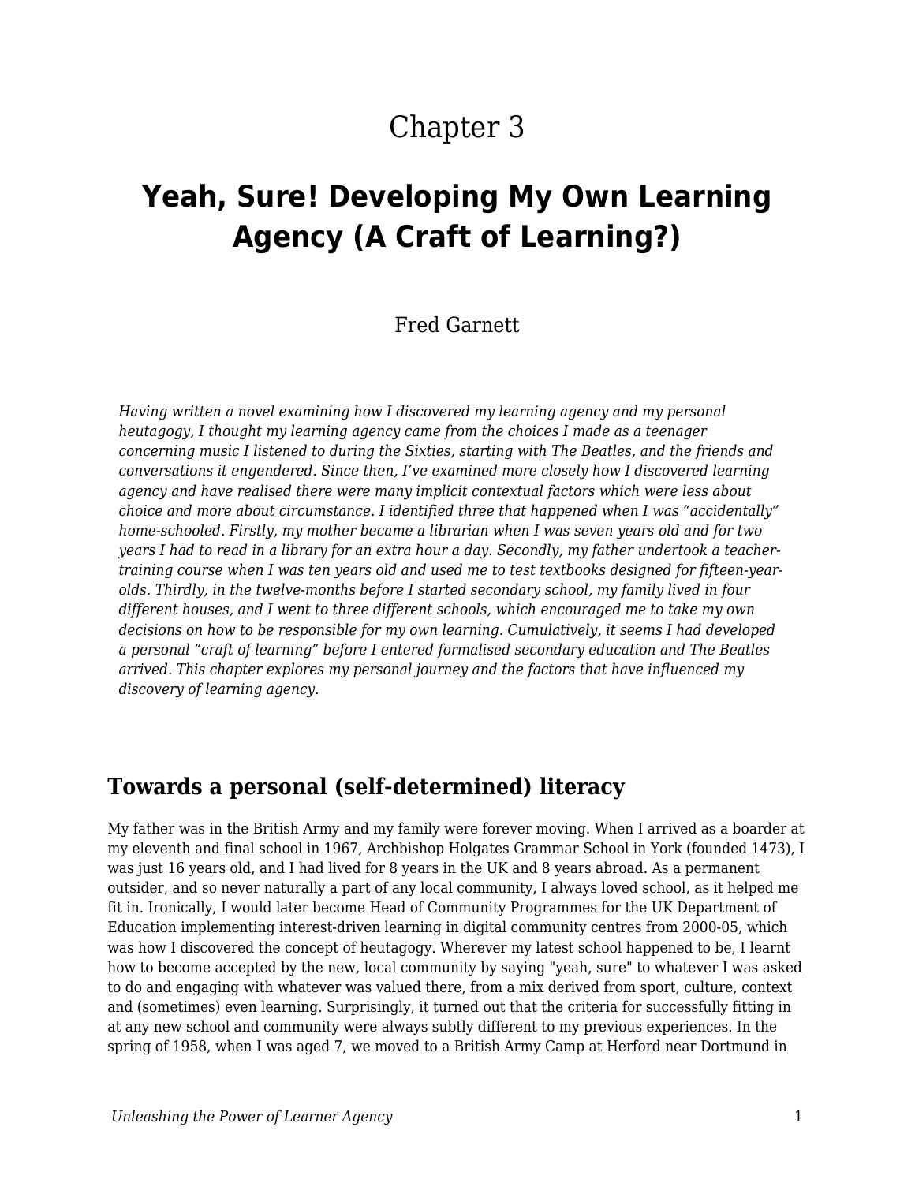# Chapter 3

## Yeah, Sure! Developing My Own Learning Agency (A Craft of Learning?)

Fred Garnett

*Having written a novel examining how I discovered my learning agency and my personal heutagogy, I thought my learning agency came from the choices I made as a teenager concerning music I listened to during the Sixties, starting with The Beatles, and the friends and conversations it engendered. Since then, I've examined more closely how I discovered learning agency and have realised there were many implicit contextual factors which were less about choice and more about circumstance. I identified three that happened when I was "accidentally" home-schooled. Firstly, my mother became a librarian when I was seven years old and for two years I had to read in a library for an extra hour a day. Secondly, my father undertook a teacher-training course when I was ten years old and used me to test textbooks designed for fifteen-year-olds. Thirdly, in the twelve-months before I started secondary school, my family lived in four different houses, and I went to three different schools, which encouraged me to take my own decisions on how to be responsible for my own learning. Cumulatively, it seems I had developed a personal "craft of learning" before I entered formalised secondary education and The Beatles arrived. This chapter explores my personal journey and the factors that have influenced my discovery of learning agency.*

### Towards a personal (self-determined) literacy

My father was in the British Army and my family were forever moving. When I arrived as a boarder at my eleventh and final school in 1967, Archbishop Holgates Grammar School in York (founded 1473), I was just 16 years old, and I had lived for 8 years in the UK and 8 years abroad. As a permanent outsider, and so never naturally a part of any local community, I always loved school, as it helped me fit in. Ironically, I would later become Head of Community Programmes for the UK Department of Education implementing interest-driven learning in digital community centres from 2000-05, which was how I discovered the concept of heutagogy. Wherever my latest school happened to be, I learnt how to become accepted by the new, local community by saying "yeah, sure" to whatever I was asked to do and engaging with whatever was valued there, from a mix derived from sport, culture, context and (sometimes) even learning. Surprisingly, it turned out that the criteria for successfully fitting in at any new school and community were always subtly different to my previous experiences. In the spring of 1958, when I was aged 7, we moved to a British Army Camp at Herford near Dortmund in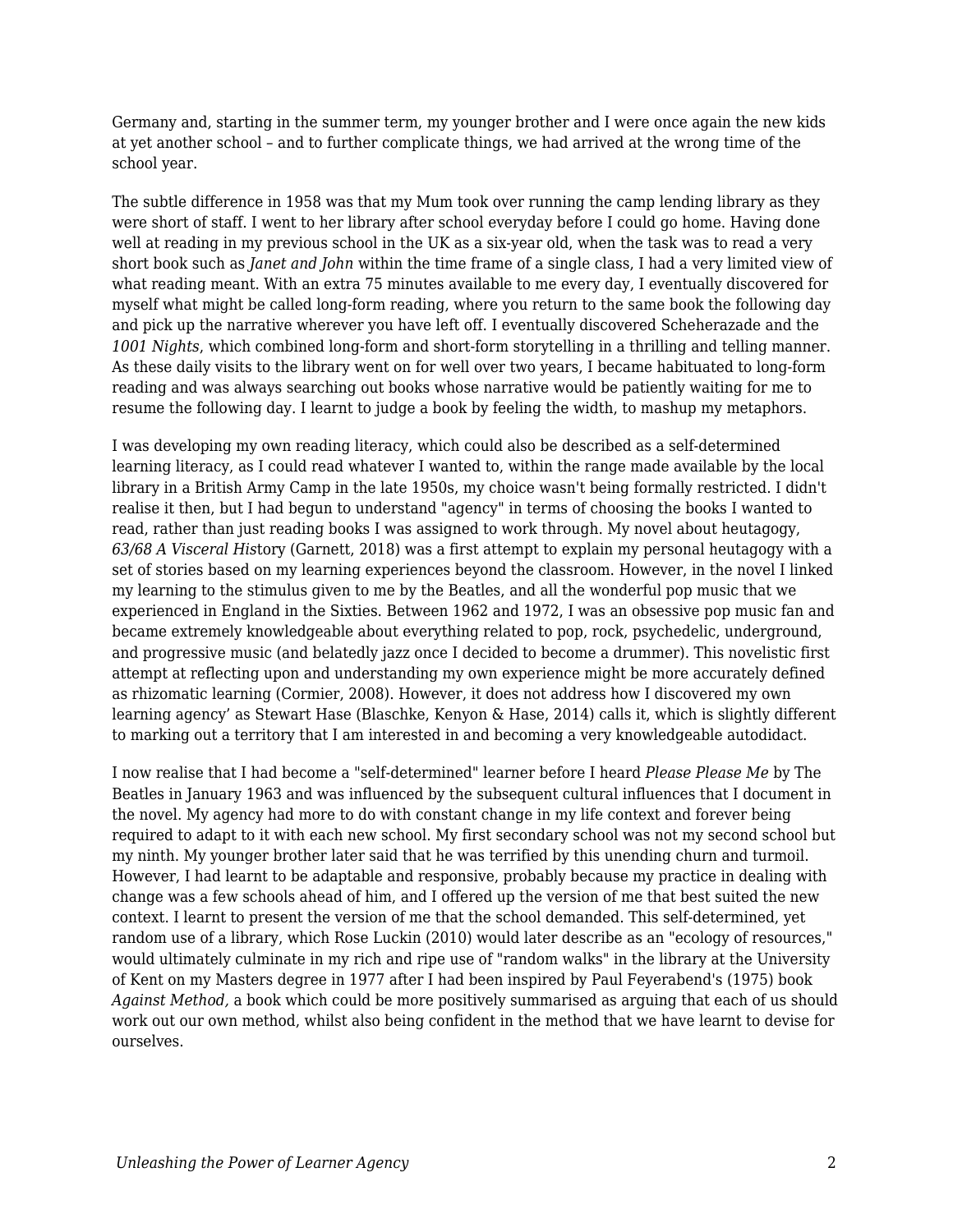Germany and, starting in the summer term, my younger brother and I were once again the new kids at yet another school – and to further complicate things, we had arrived at the wrong time of the school year.

The subtle difference in 1958 was that my Mum took over running the camp lending library as they were short of staff. I went to her library after school everyday before I could go home. Having done well at reading in my previous school in the UK as a six-year old, when the task was to read a very short book such as *Janet and John* within the time frame of a single class, I had a very limited view of what reading meant. With an extra 75 minutes available to me every day, I eventually discovered for myself what might be called long-form reading, where you return to the same book the following day and pick up the narrative wherever you have left off. I eventually discovered Scheherazade and the *1001 Nights*, which combined long-form and short-form storytelling in a thrilling and telling manner. As these daily visits to the library went on for well over two years, I became habituated to long-form reading and was always searching out books whose narrative would be patiently waiting for me to resume the following day. I learnt to judge a book by feeling the width, to mashup my metaphors.

I was developing my own reading literacy, which could also be described as a self-determined learning literacy, as I could read whatever I wanted to, within the range made available by the local library in a British Army Camp in the late 1950s, my choice wasn't being formally restricted. I didn't realise it then, but I had begun to understand "agency" in terms of choosing the books I wanted to read, rather than just reading books I was assigned to work through. My novel about heutagogy, *63/68 A Visceral His*tory (Garnett, 2018) was a first attempt to explain my personal heutagogy with a set of stories based on my learning experiences beyond the classroom. However, in the novel I linked my learning to the stimulus given to me by the Beatles, and all the wonderful pop music that we experienced in England in the Sixties. Between 1962 and 1972, I was an obsessive pop music fan and became extremely knowledgeable about everything related to pop, rock, psychedelic, underground, and progressive music (and belatedly jazz once I decided to become a drummer). This novelistic first attempt at reflecting upon and understanding my own experience might be more accurately defined as rhizomatic learning (Cormier, 2008). However, it does not address how I discovered my own learning agency' as Stewart Hase (Blaschke, Kenyon & Hase, 2014) calls it, which is slightly different to marking out a territory that I am interested in and becoming a very knowledgeable autodidact.

I now realise that I had become a "self-determined" learner before I heard *Please Please Me* by The Beatles in January 1963 and was influenced by the subsequent cultural influences that I document in the novel. My agency had more to do with constant change in my life context and forever being required to adapt to it with each new school. My first secondary school was not my second school but my ninth. My younger brother later said that he was terrified by this unending churn and turmoil. However, I had learnt to be adaptable and responsive, probably because my practice in dealing with change was a few schools ahead of him, and I offered up the version of me that best suited the new context. I learnt to present the version of me that the school demanded. This self-determined, yet random use of a library, which Rose Luckin (2010) would later describe as an "ecology of resources," would ultimately culminate in my rich and ripe use of "random walks" in the library at the University of Kent on my Masters degree in 1977 after I had been inspired by Paul Feyerabend's (1975) book *Against Method,* a book which could be more positively summarised as arguing that each of us should work out our own method, whilst also being confident in the method that we have learnt to devise for ourselves.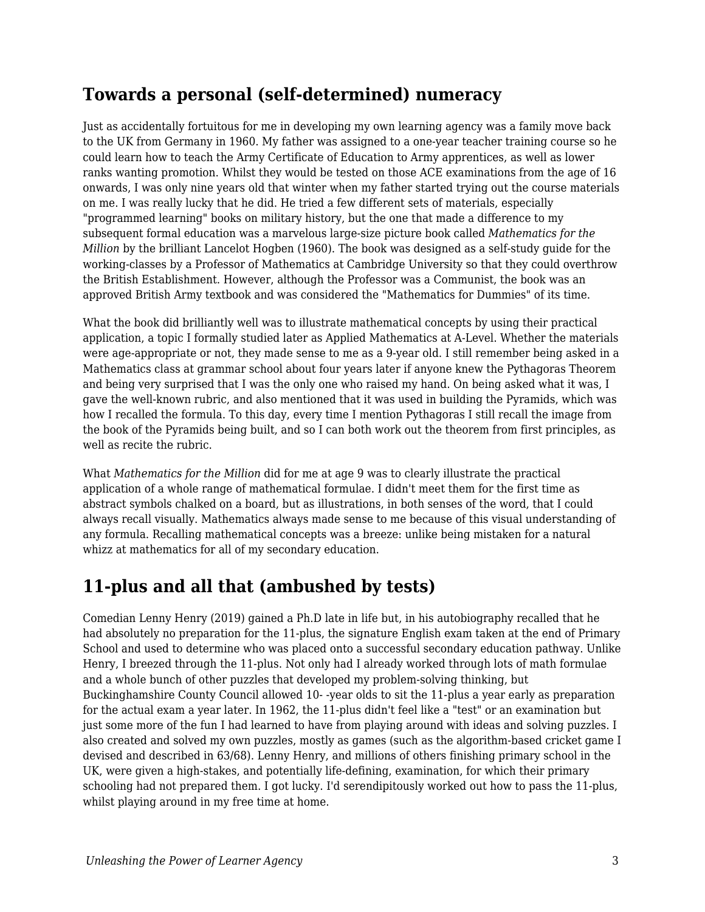## Towards a personal (self-determined) numeracy

Just as accidentally fortuitous for me in developing my own learning agency was a family move back to the UK from Germany in 1960. My father was assigned to a one-year teacher training course so he could learn how to teach the Army Certificate of Education to Army apprentices, as well as lower ranks wanting promotion. Whilst they would be tested on those ACE examinations from the age of 16 onwards, I was only nine years old that winter when my father started trying out the course materials on me. I was really lucky that he did. He tried a few different sets of materials, especially "programmed learning" books on military history, but the one that made a difference to my subsequent formal education was a marvelous large-size picture book called *Mathematics for the Million* by the brilliant Lancelot Hogben (1960). The book was designed as a self-study guide for the working-classes by a Professor of Mathematics at Cambridge University so that they could overthrow the British Establishment. However, although the Professor was a Communist, the book was an approved British Army textbook and was considered the "Mathematics for Dummies" of its time.

What the book did brilliantly well was to illustrate mathematical concepts by using their practical application, a topic I formally studied later as Applied Mathematics at A-Level. Whether the materials were age-appropriate or not, they made sense to me as a 9-year old. I still remember being asked in a Mathematics class at grammar school about four years later if anyone knew the Pythagoras Theorem and being very surprised that I was the only one who raised my hand. On being asked what it was, I gave the well-known rubric, and also mentioned that it was used in building the Pyramids, which was how I recalled the formula. To this day, every time I mention Pythagoras I still recall the image from the book of the Pyramids being built, and so I can both work out the theorem from first principles, as well as recite the rubric.

What *Mathematics for the Million* did for me at age 9 was to clearly illustrate the practical application of a whole range of mathematical formulae. I didn't meet them for the first time as abstract symbols chalked on a board, but as illustrations, in both senses of the word, that I could always recall visually. Mathematics always made sense to me because of this visual understanding of any formula. Recalling mathematical concepts was a breeze: unlike being mistaken for a natural whizz at mathematics for all of my secondary education.

## 11-plus and all that (ambushed by tests)

Comedian Lenny Henry (2019) gained a Ph.D late in life but, in his autobiography recalled that he had absolutely no preparation for the 11-plus, the signature English exam taken at the end of Primary School and used to determine who was placed onto a successful secondary education pathway. Unlike Henry, I breezed through the 11-plus. Not only had I already worked through lots of math formulae and a whole bunch of other puzzles that developed my problem-solving thinking, but Buckinghamshire County Council allowed 10- -year olds to sit the 11-plus a year early as preparation for the actual exam a year later. In 1962, the 11-plus didn't feel like a "test" or an examination but just some more of the fun I had learned to have from playing around with ideas and solving puzzles. I also created and solved my own puzzles, mostly as games (such as the algorithm-based cricket game I devised and described in 63/68). Lenny Henry, and millions of others finishing primary school in the UK, were given a high-stakes, and potentially life-defining, examination, for which their primary schooling had not prepared them. I got lucky. I'd serendipitously worked out how to pass the 11-plus, whilst playing around in my free time at home.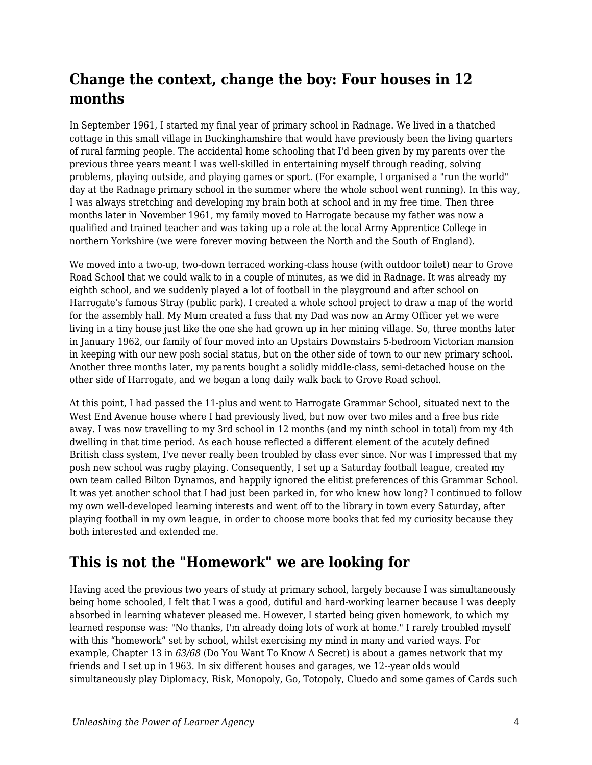## Change the context, change the boy: Four houses in 12 months

In September 1961, I started my final year of primary school in Radnage. We lived in a thatched cottage in this small village in Buckinghamshire that would have previously been the living quarters of rural farming people. The accidental home schooling that I'd been given by my parents over the previous three years meant I was well-skilled in entertaining myself through reading, solving problems, playing outside, and playing games or sport. (For example, I organised a "run the world" day at the Radnage primary school in the summer where the whole school went running). In this way, I was always stretching and developing my brain both at school and in my free time. Then three months later in November 1961, my family moved to Harrogate because my father was now a qualified and trained teacher and was taking up a role at the local Army Apprentice College in northern Yorkshire (we were forever moving between the North and the South of England).

We moved into a two-up, two-down terraced working-class house (with outdoor toilet) near to Grove Road School that we could walk to in a couple of minutes, as we did in Radnage. It was already my eighth school, and we suddenly played a lot of football in the playground and after school on Harrogate's famous Stray (public park). I created a whole school project to draw a map of the world for the assembly hall. My Mum created a fuss that my Dad was now an Army Officer yet we were living in a tiny house just like the one she had grown up in her mining village. So, three months later in January 1962, our family of four moved into an Upstairs Downstairs 5-bedroom Victorian mansion in keeping with our new posh social status, but on the other side of town to our new primary school. Another three months later, my parents bought a solidly middle-class, semi-detached house on the other side of Harrogate, and we began a long daily walk back to Grove Road school.

At this point, I had passed the 11-plus and went to Harrogate Grammar School, situated next to the West End Avenue house where I had previously lived, but now over two miles and a free bus ride away. I was now travelling to my 3rd school in 12 months (and my ninth school in total) from my 4th dwelling in that time period. As each house reflected a different element of the acutely defined British class system, I've never really been troubled by class ever since. Nor was I impressed that my posh new school was rugby playing. Consequently, I set up a Saturday football league, created my own team called Bilton Dynamos, and happily ignored the elitist preferences of this Grammar School. It was yet another school that I had just been parked in, for who knew how long? I continued to follow my own well-developed learning interests and went off to the library in town every Saturday, after playing football in my own league, in order to choose more books that fed my curiosity because they both interested and extended me.

## This is not the "Homework" we are looking for

Having aced the previous two years of study at primary school, largely because I was simultaneously being home schooled, I felt that I was a good, dutiful and hard-working learner because I was deeply absorbed in learning whatever pleased me. However, I started being given homework, to which my learned response was: "No thanks, I'm already doing lots of work at home." I rarely troubled myself with this "homework" set by school, whilst exercising my mind in many and varied ways. For example, Chapter 13 in *63/68* (Do You Want To Know A Secret) is about a games network that my friends and I set up in 1963. In six different houses and garages, we 12--year olds would simultaneously play Diplomacy, Risk, Monopoly, Go, Totopoly, Cluedo and some games of Cards such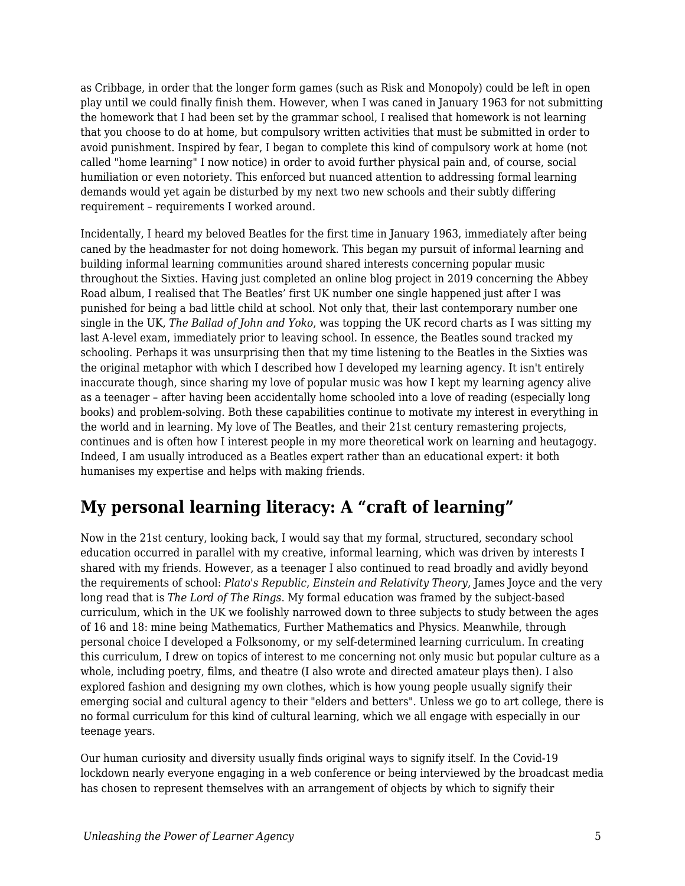as Cribbage, in order that the longer form games (such as Risk and Monopoly) could be left in open play until we could finally finish them. However, when I was caned in January 1963 for not submitting the homework that I had been set by the grammar school, I realised that homework is not learning that you choose to do at home, but compulsory written activities that must be submitted in order to avoid punishment. Inspired by fear, I began to complete this kind of compulsory work at home (not called "home learning" I now notice) in order to avoid further physical pain and, of course, social humiliation or even notoriety. This enforced but nuanced attention to addressing formal learning demands would yet again be disturbed by my next two new schools and their subtly differing requirement – requirements I worked around.

Incidentally, I heard my beloved Beatles for the first time in January 1963, immediately after being caned by the headmaster for not doing homework. This began my pursuit of informal learning and building informal learning communities around shared interests concerning popular music throughout the Sixties. Having just completed an online blog project in 2019 concerning the Abbey Road album, I realised that The Beatles' first UK number one single happened just after I was punished for being a bad little child at school. Not only that, their last contemporary number one single in the UK, *The Ballad of John and Yoko*, was topping the UK record charts as I was sitting my last A-level exam, immediately prior to leaving school. In essence, the Beatles sound tracked my schooling. Perhaps it was unsurprising then that my time listening to the Beatles in the Sixties was the original metaphor with which I described how I developed my learning agency. It isn't entirely inaccurate though, since sharing my love of popular music was how I kept my learning agency alive as a teenager – after having been accidentally home schooled into a love of reading (especially long books) and problem-solving. Both these capabilities continue to motivate my interest in everything in the world and in learning. My love of The Beatles, and their 21st century remastering projects, continues and is often how I interest people in my more theoretical work on learning and heutagogy. Indeed, I am usually introduced as a Beatles expert rather than an educational expert: it both humanises my expertise and helps with making friends.

## My personal learning literacy: A "craft of learning"

Now in the 21st century, looking back, I would say that my formal, structured, secondary school education occurred in parallel with my creative, informal learning, which was driven by interests I shared with my friends. However, as a teenager I also continued to read broadly and avidly beyond the requirements of school: *Plato's Republic*, *Einstein and Relativity Theory*, James Joyce and the very long read that is *The Lord of The Rings*. My formal education was framed by the subject-based curriculum, which in the UK we foolishly narrowed down to three subjects to study between the ages of 16 and 18: mine being Mathematics, Further Mathematics and Physics. Meanwhile, through personal choice I developed a Folksonomy, or my self-determined learning curriculum. In creating this curriculum, I drew on topics of interest to me concerning not only music but popular culture as a whole, including poetry, films, and theatre (I also wrote and directed amateur plays then). I also explored fashion and designing my own clothes, which is how young people usually signify their emerging social and cultural agency to their "elders and betters". Unless we go to art college, there is no formal curriculum for this kind of cultural learning, which we all engage with especially in our teenage years.

Our human curiosity and diversity usually finds original ways to signify itself. In the Covid-19 lockdown nearly everyone engaging in a web conference or being interviewed by the broadcast media has chosen to represent themselves with an arrangement of objects by which to signify their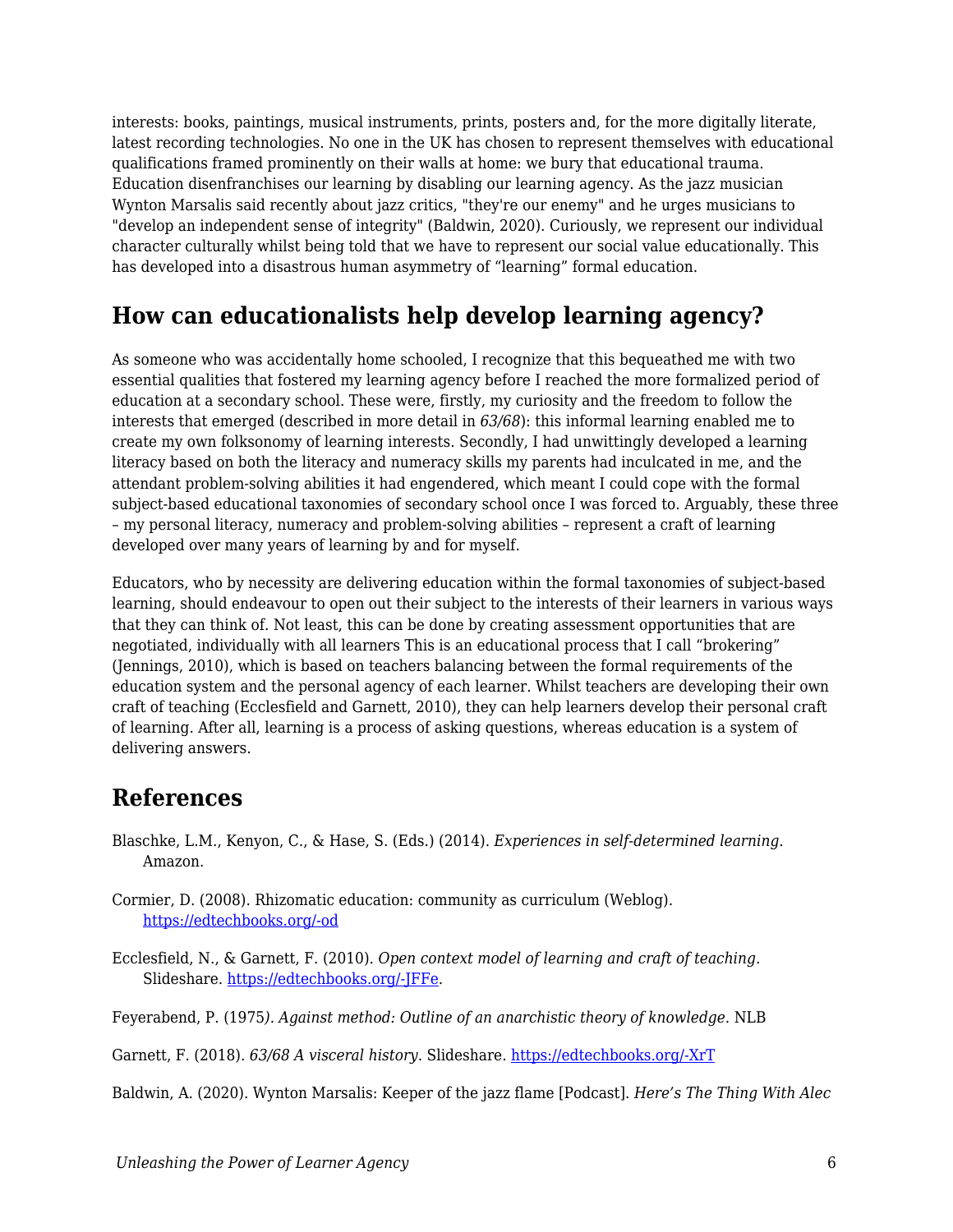interests: books, paintings, musical instruments, prints, posters and, for the more digitally literate, latest recording technologies. No one in the UK has chosen to represent themselves with educational qualifications framed prominently on their walls at home: we bury that educational trauma. Education disenfranchises our learning by disabling our learning agency. As the jazz musician Wynton Marsalis said recently about jazz critics, "they're our enemy" and he urges musicians to "develop an independent sense of integrity" (Baldwin, 2020). Curiously, we represent our individual character culturally whilst being told that we have to represent our social value educationally. This has developed into a disastrous human asymmetry of "learning" formal education.

## How can educationalists help develop learning agency?

As someone who was accidentally home schooled, I recognize that this bequeathed me with two essential qualities that fostered my learning agency before I reached the more formalized period of education at a secondary school. These were, firstly, my curiosity and the freedom to follow the interests that emerged (described in more detail in *63/68*): this informal learning enabled me to create my own folksonomy of learning interests. Secondly, I had unwittingly developed a learning literacy based on both the literacy and numeracy skills my parents had inculcated in me, and the attendant problem-solving abilities it had engendered, which meant I could cope with the formal subject-based educational taxonomies of secondary school once I was forced to. Arguably, these three – my personal literacy, numeracy and problem-solving abilities – represent a craft of learning developed over many years of learning by and for myself.

Educators, who by necessity are delivering education within the formal taxonomies of subject-based learning, should endeavour to open out their subject to the interests of their learners in various ways that they can think of. Not least, this can be done by creating assessment opportunities that are negotiated, individually with all learners This is an educational process that I call "brokering" (Jennings, 2010), which is based on teachers balancing between the formal requirements of the education system and the personal agency of each learner. Whilst teachers are developing their own craft of teaching (Ecclesfield and Garnett, 2010), they can help learners develop their personal craft of learning. After all, learning is a process of asking questions, whereas education is a system of delivering answers.

## References

Blaschke, L.M., Kenyon, C., & Hase, S. (Eds.) (2014). *Experiences in self-determined learning.* Amazon.

Cormier, D. (2008). Rhizomatic education: community as curriculum (Weblog). https://edtechbooks.org/-od

Ecclesfield, N., & Garnett, F. (2010). *Open context model of learning and craft of teaching.* Slideshare. https://edtechbooks.org/-JFFe.

Feyerabend, P. (1975*). Against method: Outline of an anarchistic theory of knowledge.* NLB

Garnett, F. (2018). *63/68 A visceral history.* Slideshare. https://edtechbooks.org/-XrT

Baldwin, A. (2020). Wynton Marsalis: Keeper of the jazz flame [Podcast]. *Here's The Thing With Alec*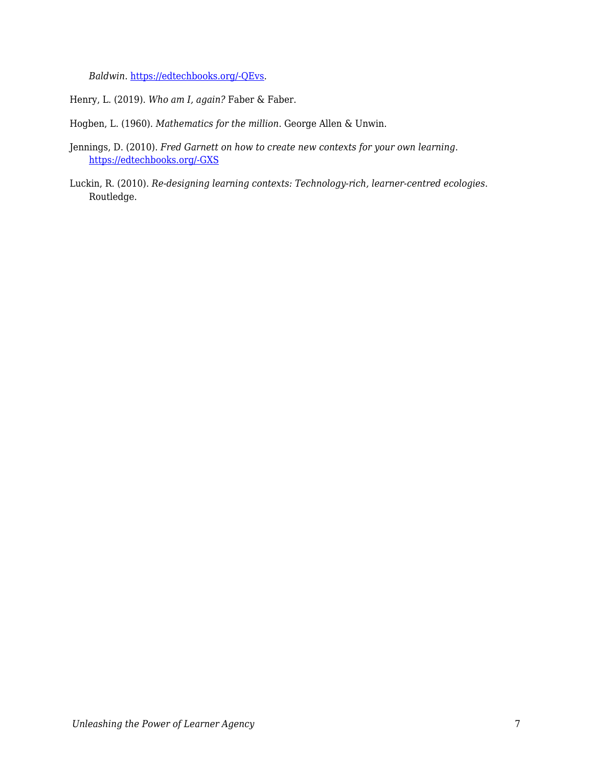*Baldwin*. https://edtechbooks.org/-QEvs.

Henry, L. (2019). *Who am I, again?* Faber & Faber.

Hogben, L. (1960). *Mathematics for the million*. George Allen & Unwin.

Jennings, D. (2010). *Fred Garnett on how to create new contexts for your own learning*. https://edtechbooks.org/-GXS

Luckin, R. (2010). *Re-designing learning contexts: Technology-rich, learner-centred ecologies*. Routledge.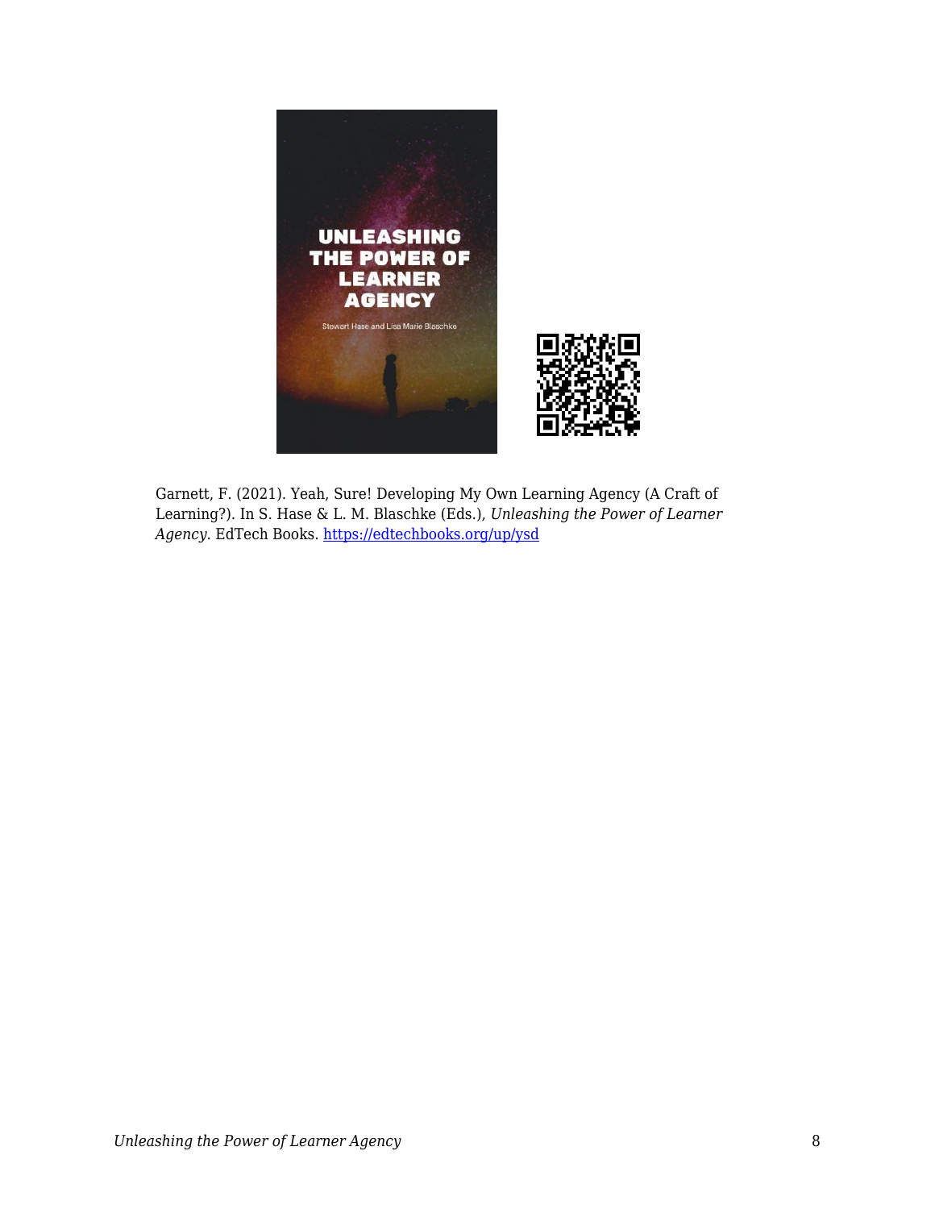Garnett, F. (2021). Yeah, Sure! Developing My Own Learning Agency (A Craft of Learning?). In S. Hase & L. M. Blaschke (Eds.), *Unleashing the Power of Learner Agency*. EdTech Books. [https://edtechbooks.org/up/ysd](https://edtechbooks.org/up/ysd)